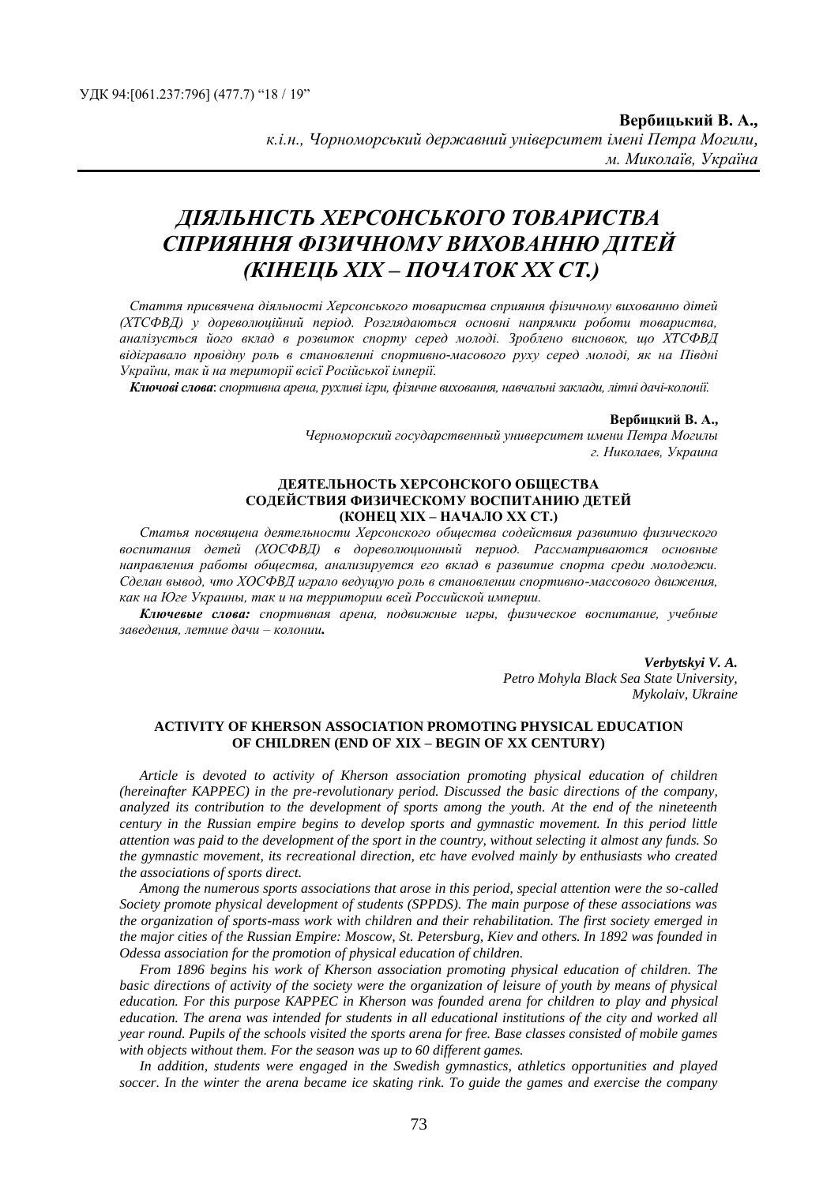УДК 94:[061.237:796] (477.7) "18 / 19"

**Вербицький В. А.,**
*к.і.н., Чорноморський державний університет імені Петра Могили, м. Миколаїв, Україна*

# *ДІЯЛЬНІСТЬ ХЕРСОНСЬКОГО ТОВАРИСТВА СПРИЯННЯ ФІЗИЧНОМУ ВИХОВАННЮ ДІТЕЙ (КІНЕЦЬ XIX – ПОЧАТОК XX СТ.)*

*Стаття присвячена діяльності Херсонського товариства сприяння фізичному вихованню дітей (ХТСФВД) у дореволюційний період. Розглядаються основні напрямки роботи товариства, аналізується його вклад в розвиток спорту серед молоді. Зроблено висновок, що ХТСФВД відігравало провідну роль в становленні спортивно-масового руху серед молоді, як на Півдні України, так й на території всієї Російської імперії.*

***Ключові слова**: спортивна арена, рухливі ігри, фізичне виховання, навчальні заклади, літні дачі-колонії.*

**Вербицкий В. А.,**
*Черноморский государственный университет имени Петра Могилы г. Николаев, Украина*

**ДЕЯТЕЛЬНОСТЬ ХЕРСОНСКОГО ОБЩЕСТВА СОДЕЙСТВИЯ ФИЗИЧЕСКОМУ ВОСПИТАНИЮ ДЕТЕЙ (КОНЕЦ XIX – НАЧАЛО XX СТ.)**

*Статья посвящена деятельности Херсонского общества содействия развитию физического воспитания детей (ХОСФВД) в дореволюционный период. Рассматриваются основные направления работы общества, анализируется его вклад в развитие спорта среди молодежи. Сделан вывод, что ХОСФВД играло ведущую роль в становлении спортивно-массового движения, как на Юге Украины, так и на территории всей Российской империи.*

***Ключевые слова:** спортивная арена, подвижные игры, физическое воспитание, учебные заведения, летние дачи – колонии.*

***Verbytskyi V. A.***
*Petro Mohyla Black Sea State University, Mykolaiv, Ukraine*

**ACTIVITY OF KHERSON ASSOCIATION PROMOTING PHYSICAL EDUCATION OF CHILDREN (END OF XIX – BEGIN OF XX CENTURY)**

*Article is devoted to activity of Kherson association promoting physical education of children (hereinafter KAPPEC) in the pre-revolutionary period. Discussed the basic directions of the company, analyzed its contribution to the development of sports among the youth. At the end of the nineteenth century in the Russian empire begins to develop sports and gymnastic movement. In this period little attention was paid to the development of the sport in the country, without selecting it almost any funds. So the gymnastic movement, its recreational direction, etc have evolved mainly by enthusiasts who created the associations of sports direct.*

*Among the numerous sports associations that arose in this period, special attention were the so-called Society promote physical development of students (SPPDS). The main purpose of these associations was the organization of sports-mass work with children and their rehabilitation. The first society emerged in the major cities of the Russian Empire: Moscow, St. Petersburg, Kiev and others. In 1892 was founded in Odessa association for the promotion of physical education of children.*

*From 1896 begins his work of Kherson association promoting physical education of children. The basic directions of activity of the society were the organization of leisure of youth by means of physical education. For this purpose KAPPEC in Kherson was founded arena for children to play and physical education. The arena was intended for students in all educational institutions of the city and worked all year round. Pupils of the schools visited the sports arena for free. Base classes consisted of mobile games with objects without them. For the season was up to 60 different games.*

*In addition, students were engaged in the Swedish gymnastics, athletics opportunities and played soccer. In the winter the arena became ice skating rink. To guide the games and exercise the company*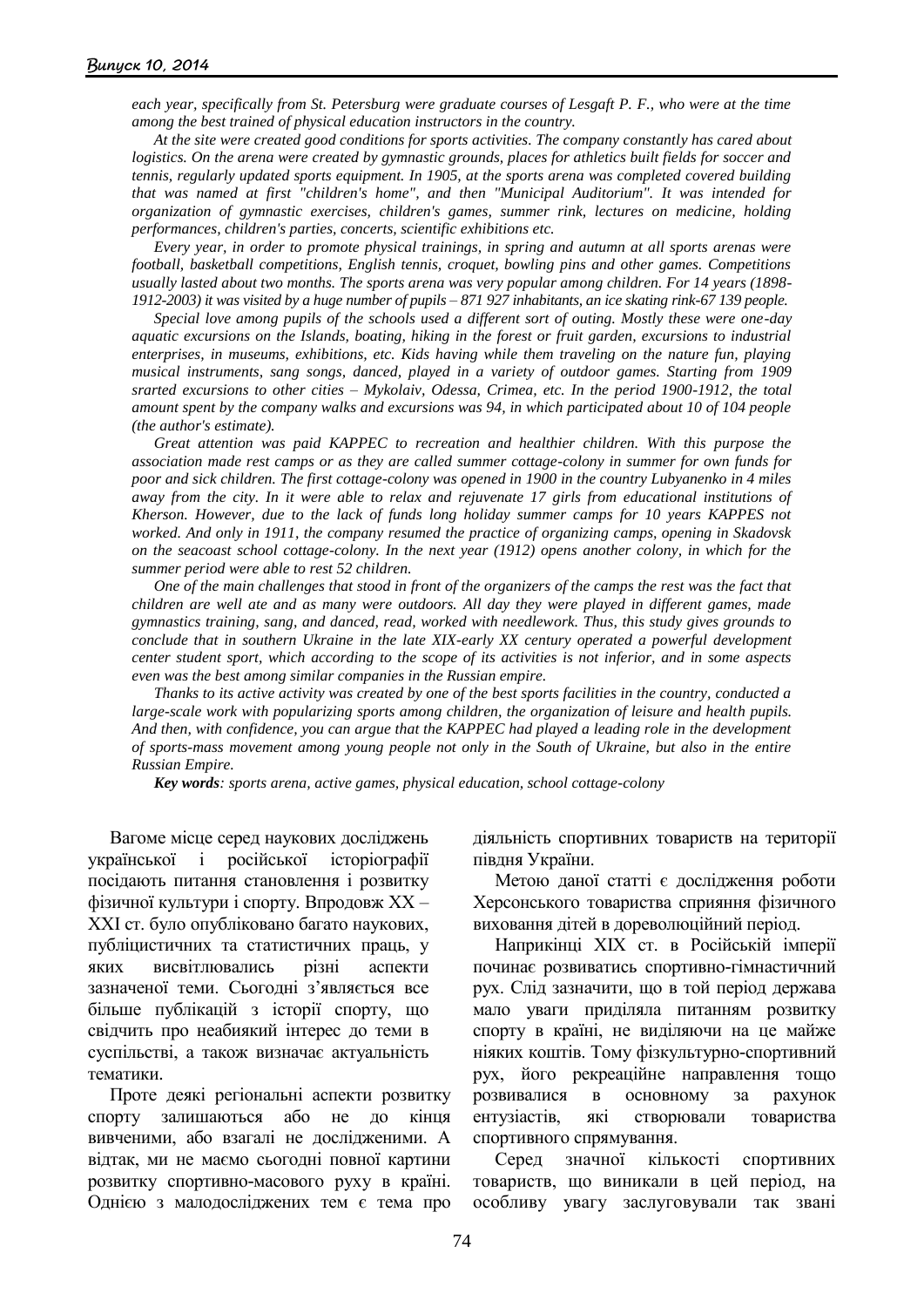*each year, specifically from St. Petersburg were graduate courses of Lesgaft P. F., who were at the time among the best trained of physical education instructors in the country.*

*At the site were created good conditions for sports activities. The company constantly has cared about logistics. On the arena were created by gymnastic grounds, places for athletics built fields for soccer and tennis, regularly updated sports equipment. In 1905, at the sports arena was completed covered building that was named at first "children's home", and then "Municipal Auditorium". It was intended for organization of gymnastic exercises, children's games, summer rink, lectures on medicine, holding performances, children's parties, concerts, scientific exhibitions etc.*

*Every year, in order to promote physical trainings, in spring and autumn at all sports arenas were football, basketball competitions, English tennis, croquet, bowling pins and other games. Competitions usually lasted about two months. The sports arena was very popular among children. For 14 years (1898-1912-2003) it was visited by a huge number of pupils – 871 927 inhabitants, an ice skating rink-67 139 people.*

*Special love among pupils of the schools used a different sort of outing. Mostly these were one-day aquatic excursions on the Islands, boating, hiking in the forest or fruit garden, excursions to industrial enterprises, in museums, exhibitions, etc. Kids having while them traveling on the nature fun, playing musical instruments, sang songs, danced, played in a variety of outdoor games. Starting from 1909 srarted excursions to other cities – Mykolaiv, Odessa, Crimea, etc. In the period 1900-1912, the total amount spent by the company walks and excursions was 94, in which participated about 10 of 104 people (the author's estimate).*

*Great attention was paid KAPPEC to recreation and healthier children. With this purpose the association made rest camps or as they are called summer cottage-colony in summer for own funds for poor and sick children. The first cottage-colony was opened in 1900 in the country Lubyanenko in 4 miles away from the city. In it were able to relax and rejuvenate 17 girls from educational institutions of Kherson. However, due to the lack of funds long holiday summer camps for 10 years KAPPES not worked. And only in 1911, the company resumed the practice of organizing camps, opening in Skadovsk on the seacoast school cottage-colony. In the next year (1912) opens another colony, in which for the summer period were able to rest 52 children.*

*One of the main challenges that stood in front of the organizers of the camps the rest was the fact that children are well ate and as many were outdoors. All day they were played in different games, made gymnastics training, sang, and danced, read, worked with needlework. Thus, this study gives grounds to conclude that in southern Ukraine in the late XIX-early XX century operated a powerful development center student sport, which according to the scope of its activities is not inferior, and in some aspects even was the best among similar companies in the Russian empire.*

*Thanks to its active activity was created by one of the best sports facilities in the country, conducted a large-scale work with popularizing sports among children, the organization of leisure and health pupils. And then, with confidence, you can argue that the KAPPEC had played a leading role in the development of sports-mass movement among young people not only in the South of Ukraine, but also in the entire Russian Empire.*

***Key words**: sports arena, active games, physical education, school cottage-colony*

Вагоме місце серед наукових досліджень української і російської історіографії посідають питання становлення і розвитку фізичної культури і спорту. Впродовж XX – XXI ст. було опубліковано багато наукових, публіцистичних та статистичних праць, у яких висвітлювались різні аспекти зазначеної теми. Сьогодні з'являється все більше публікацій з історії спорту, що свідчить про неабиякий інтерес до теми в суспільстві, а також визначає актуальність тематики.

Проте деякі регіональні аспекти розвитку спорту залишаються або не до кінця вивченими, або взагалі не дослідженими. А відтак, ми не маємо сьогодні повної картини розвитку спортивно-масового руху в країні. Однією з малодосліджених тем є тема про діяльність спортивних товариств на території півдня України.

Метою даної статті є дослідження роботи Херсонського товариства сприяння фізичного виховання дітей в дореволюційний період.

Наприкінці XIX ст. в Російській імперії починає розвиватись спортивно-гімнастичний рух. Слід зазначити, що в той період держава мало уваги приділяла питанням розвитку спорту в країні, не виділяючи на це майже ніяких коштів. Тому фізкультурно-спортивний рух, його рекреаційне направлення тощо розвивалися в основному за рахунок ентузіастів, які створювали товариства спортивного спрямування.

Серед значної кількості спортивних товариств, що виникали в цей період, на особливу увагу заслуговували так звані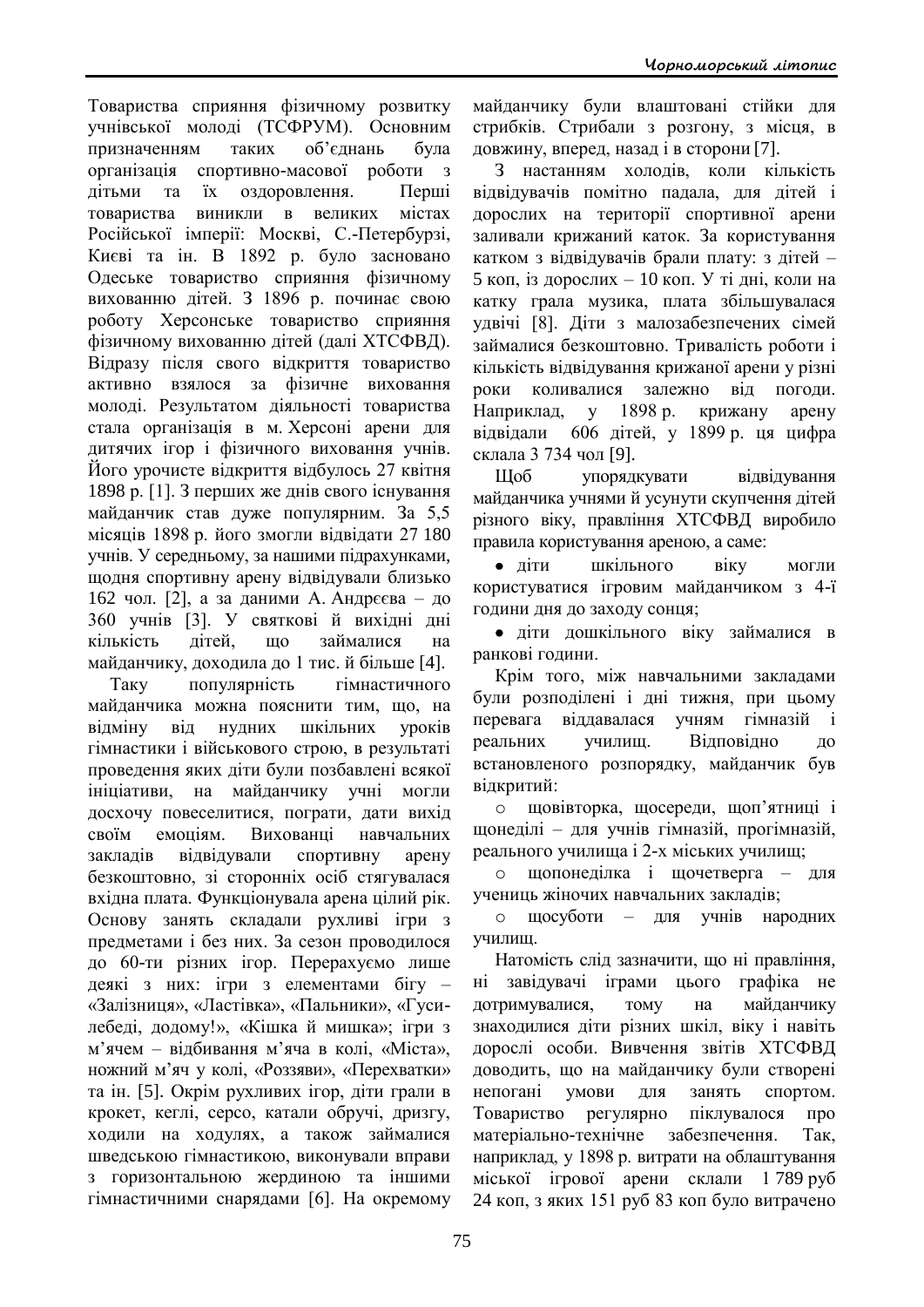Товариства сприяння фізичному розвитку учнівської молоді (ТСФРУМ). Основним призначенням таких об'єднань була організація спортивно-масової роботи з дітьми та їх оздоровлення. Перші товариства виникли в великих містах Російської імперії: Москві, С.-Петербурзі, Києві та ін. В 1892 р. було засновано Одеське товариство сприяння фізичному вихованню дітей. З 1896 р. починає свою роботу Херсонське товариство сприяння фізичному вихованню дітей (далі ХТСФВД). Відразу після свого відкриття товариство активно взялося за фізичне виховання молоді. Результатом діяльності товариства стала організація в м. Херсоні арени для дитячих ігор і фізичного виховання учнів. Його урочисте відкриття відбулось 27 квітня 1898 р. [1]. З перших же днів свого існування майданчик став дуже популярним. За 5,5 місяців 1898 р. його змогли відвідати 27 180 учнів. У середньому, за нашими підрахунками, щодня спортивну арену відвідували близько 162 чол. [2], а за даними А. Андрєєва – до 360 учнів [3]. У святкові й вихідні дні кількість дітей, що займалися на майданчику, доходила до 1 тис. й більше [4].

Таку популярність гімнастичного майданчика можна пояснити тим, що, на відміну від нудних шкільних уроків гімнастики і військового строю, в результаті проведення яких діти були позбавлені всякої ініціативи, на майданчику учні могли досхочу повеселитися, пограти, дати вихід своїм емоціям. Вихованці навчальних закладів відвідували спортивну арену безкоштовно, зі сторонніх осіб стягувалася вхідна плата. Функціонувала арена цілий рік. Основу занять складали рухливі ігри з предметами і без них. За сезон проводилося до 60-ти різних ігор. Перерахуємо лише деякі з них: ігри з елементами бігу – «Залізниця», «Ластівка», «Пальники», «Гуси-лебеді, додому!», «Кішка й мишка»; ігри з м'ячем – відбивання м'яча в колі, «Міста», ножний м'яч у колі, «Роззяви», «Перехватки» та ін. [5]. Окрім рухливих ігор, діти грали в крокет, кеглі, серсо, катали обручі, дризгу, ходили на ходулях, а також займалися шведською гімнастикою, виконували вправи з горизонтальною жердиною та іншими гімнастичними снарядами [6]. На окремому майданчику були влаштовані стійки для стрибків. Стрибали з розгону, з місця, в довжину, вперед, назад і в сторони [7].

З настанням холодів, коли кількість відвідувачів помітно падала, для дітей і дорослих на території спортивної арени заливали крижаний каток. За користування катком з відвідувачів брали плату: з дітей – 5 коп, із дорослих – 10 коп. У ті дні, коли на катку грала музика, плата збільшувалася удвічі [8]. Діти з малозабезпечених сімей займалися безкоштовно. Тривалість роботи і кількість відвідування крижаної арени у різні роки коливалися залежно від погоди. Наприклад, у 1898 р. крижану арену відвідали 606 дітей, у 1899 р. ця цифра склала 3 734 чол [9].

Щоб упорядкувати відвідування майданчика учнями й усунути скупчення дітей різного віку, правління ХТСФВД виробило правила користування ареною, а саме:

- діти шкільного віку могли користуватися ігровим майданчиком з 4-ї години дня до заходу сонця;
- діти дошкільного віку займалися в ранкові години.

Крім того, між навчальними закладами були розподілені і дні тижня, при цьому перевага віддавалася учням гімназій і реальних училищ. Відповідно до встановленого розпорядку, майданчик був відкритий:

- щовівторка, щосереди, щоп'ятниці і щонеділі – для учнів гімназій, прогімназій, реального училища і 2-х міських училищ;
- щопонеділка і щочетверга – для учениць жіночих навчальних закладів;
- щосуботи – для учнів народних училищ.

Натомість слід зазначити, що ні правління, ні завідувачі іграми цього графіка не дотримувалися, тому на майданчику знаходилися діти різних шкіл, віку і навіть дорослі особи. Вивчення звітів ХТСФВД доводить, що на майданчику були створені непогані умови для занять спортом. Товариство регулярно піклувалося про матеріально-технічне забезпечення. Так, наприклад, у 1898 р. витрати на облаштування міської ігрової арени склали 1 789 руб 24 коп, з яких 151 руб 83 коп було витрачено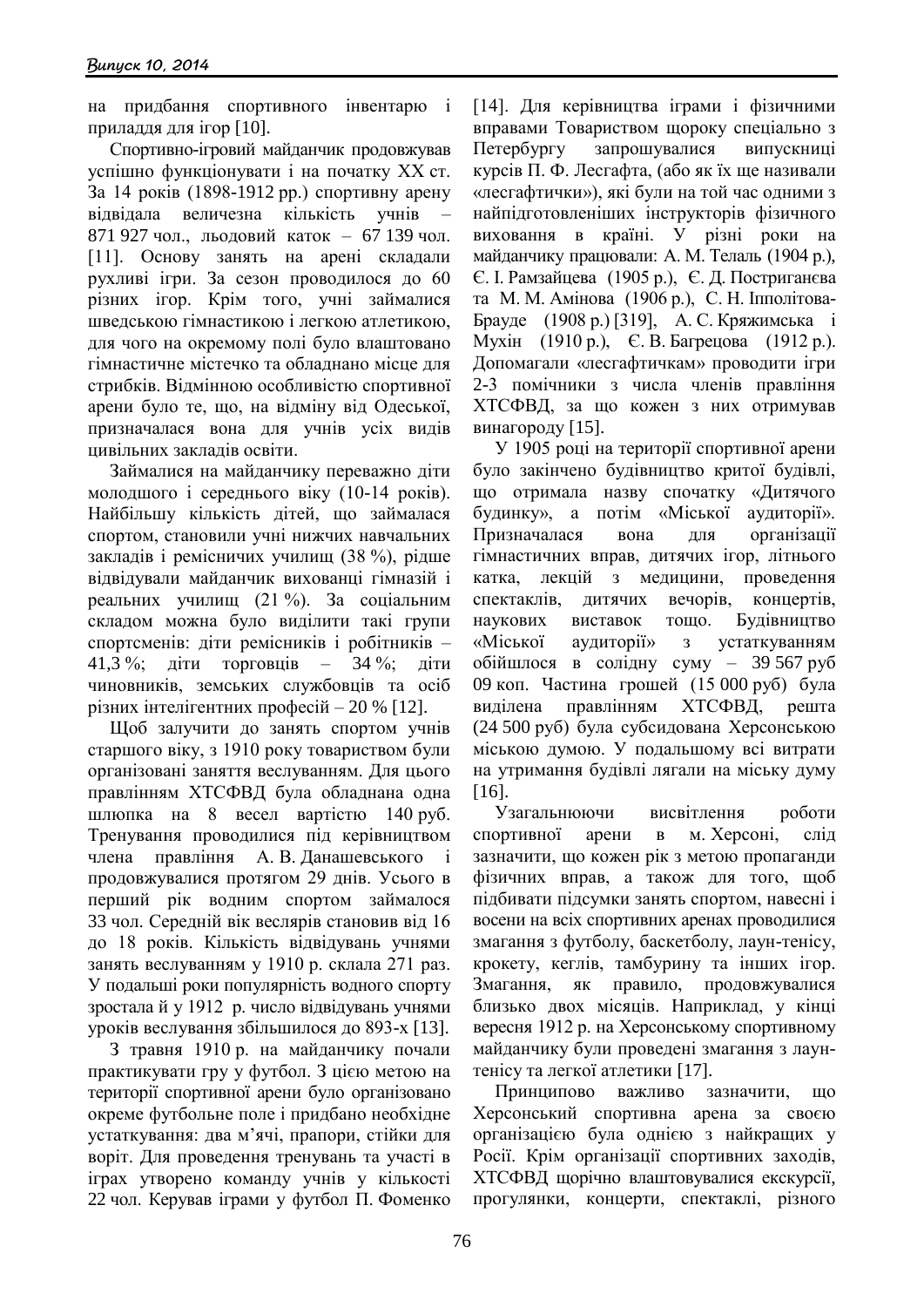на придбання спортивного інвентарю і приладдя для ігор [10].

Спортивно-ігровий майданчик продовжував успішно функціонувати і на початку XX ст. За 14 років (1898-1912 рр.) спортивну арену відвідала величезна кількість учнів – 871 927 чол., льодовий каток – 67 139 чол. [11]. Основу занять на арені складали рухливі ігри. За сезон проводилося до 60 різних ігор. Крім того, учні займалися шведською гімнастикою і легкою атлетикою, для чого на окремому полі було влаштовано гімнастичне містечко та обладнано місце для стрибків. Відмінною особливістю спортивної арени було те, що, на відміну від Одеської, призначалася вона для учнів усіх видів цивільних закладів освіти.

Займалися на майданчику переважно діти молодшого і середнього віку (10-14 років). Найбільшу кількість дітей, що займалася спортом, становили учні нижчих навчальних закладів і ремісничих училищ (38 %), рідше відвідували майданчик вихованці гімназій і реальних училищ (21 %). За соціальним складом можна було виділити такі групи спортсменів: діти ремісників і робітників – 41,3 %; діти торговців – 34 %; діти чиновників, земських службовців та осіб різних інтелігентних професій – 20 % [12].

Щоб залучити до занять спортом учнів старшого віку, з 1910 року товариством були організовані заняття веслуванням. Для цього правлінням ХТСФВД була обладнана одна шлюпка на 8 весел вартістю 140 руб. Тренування проводилися під керівництвом члена правління А. В. Данашевського і продовжувалися протягом 29 днів. Усього в перший рік водним спортом займалося 33 чол. Середній вік веслярів становив від 16 до 18 років. Кількість відвідувань учнями занять веслуванням у 1910 р. склала 271 раз. У подальші роки популярність водного спорту зростала й у 1912 р. число відвідувань учнями уроків веслування збільшилося до 893-х [13].

З травня 1910 р. на майданчику почали практикувати гру у футбол. З цією метою на території спортивної арени було організовано окреме футбольне поле і придбано необхідне устаткування: два м'ячі, прапори, стійки для воріт. Для проведення тренувань та участі в іграх утворено команду учнів у кількості 22 чол. Керував іграми у футбол П. Фоменко [14]. Для керівництва іграми і фізичними вправами Товариством щороку спеціально з Петербургу запрошувалися випускниці курсів П. Ф. Лесгафта, (або як їх ще називали «лесгафтички»), які були на той час одними з найпідготовленіших інструкторів фізичного виховання в країні. У різні роки на майданчику працювали: А. М. Телаль (1904 р.), Є. І. Рамзайцева (1905 р.), Є. Д. Постриганєва та М. М. Амінова (1906 р.), С. Н. Іпполітова-Брауде (1908 р.) [319], А. С. Кряжимська і Мухін (1910 р.), Є. В. Багрецова (1912 р.). Допомагали «лесгафтичкам» проводити ігри 2-3 помічники з числа членів правління ХТСФВД, за що кожен з них отримував винагороду [15].

У 1905 році на території спортивної арени було закінчено будівництво критої будівлі, що отримала назву спочатку «Дитячого будинку», а потім «Міської аудиторії». Призначалася вона для організації гімнастичних вправ, дитячих ігор, літнього катка, лекцій з медицини, проведення спектаклів, дитячих вечорів, концертів, наукових виставок тощо. Будівництво «Міської аудиторії» з устаткуванням обійшлося в солідну суму – 39 567 руб 09 коп. Частина грошей (15 000 руб) була виділена правлінням ХТСФВД, решта (24 500 руб) була субсидована Херсонською міською думою. У подальшому всі витрати на утримання будівлі лягали на міську думу [16].

Узагальнюючи висвітлення роботи спортивної арени в м. Херсоні, слід зазначити, що кожен рік з метою пропаганди фізичних вправ, а також для того, щоб підбивати підсумки занять спортом, навесні і восени на всіх спортивних аренах проводилися змагання з футболу, баскетболу, лаун-тенісу, крокету, кеглів, тамбурину та інших ігор. Змагання, як правило, продовжувалися близько двох місяців. Наприклад, у кінці вересня 1912 р. на Херсонському спортивному майданчику були проведені змагання з лаун-тенісу та легкої атлетики [17].

Принципово важливо зазначити, що Херсонський спортивна арена за своєю організацією була однією з найкращих у Росії. Крім організації спортивних заходів, ХТСФВД щорічно влаштовувалися екскурсії, прогулянки, концерти, спектаклі, різного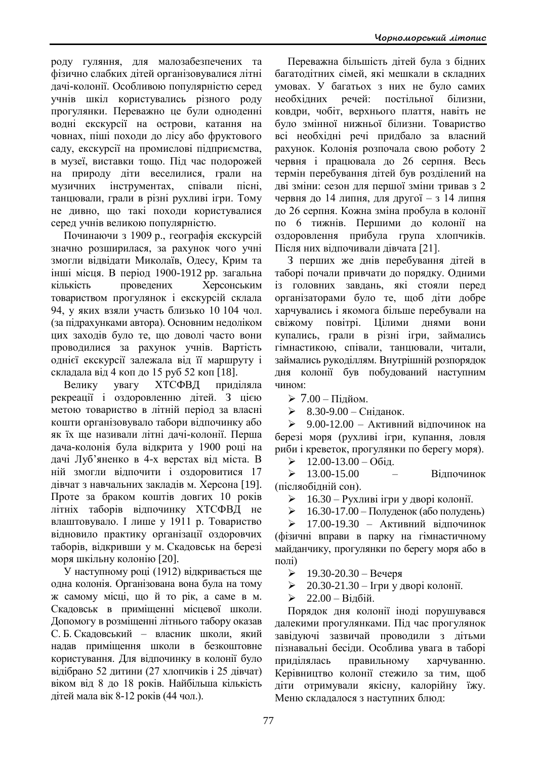роду гуляння, для малозабезпечених та фізично слабких дітей організовувалися літні дачі-колонії. Особливою популярністю серед учнів шкіл користувались різного роду прогулянки. Переважно це були одноденні водні екскурсії на острови, катання на човнах, піші походи до лісу або фруктового саду, екскурсії на промислові підприємства, в музеї, виставки тощо. Під час подорожей на природу діти веселилися, грали на музичних інструментах, співали пісні, танцювали, грали в різні рухливі ігри. Тому не дивно, що такі походи користувалися серед учнів великою популярністю.

Починаючи з 1909 р., географія екскурсій значно розширилася, за рахунок чого учні змогли відвідати Миколаїв, Одесу, Крим та інші місця. В період 1900-1912 рр. загальна кількість проведених Херсонським товариством прогулянок і екскурсій склала 94, у яких взяли участь близько 10 104 чол. (за підрахунками автора). Основним недоліком цих заходів було те, що доволі часто вони проводилися за рахунок учнів. Вартість однієї екскурсії залежала від її маршруту і складала від 4 коп до 15 руб 52 коп [18].

Велику увагу ХТСФВД приділяла рекреації і оздоровленню дітей. З цією метою товариство в літній період за власні кошти організовувало табори відпочинку або як їх ще називали літні дачі-колонії. Перша дача-колонія була відкрита у 1900 році на дачі Луб'яненко в 4-х верстах від міста. В ній змогли відпочити і оздоровитися 17 дівчат з навчальних закладів м. Херсона [19]. Проте за браком коштів довгих 10 років літніх таборів відпочинку ХТСФВД не влаштовувало. І лише у 1911 р. Товариство відновило практику організації оздоровчих таборів, відкривши у м. Скадовськ на березі моря шкільну колонію [20].

У наступному році (1912) відкривається ще одна колонія. Організована вона була на тому ж самому місці, що й то рік, а саме в м. Скадовськ в приміщенні місцевої школи. Допомогу в розміщенні літнього табору оказав С. Б. Скадовський – власник школи, який надав приміщення школи в безкоштовне користування. Для відпочинку в колонії було відібрано 52 дитини (27 хлопчиків і 25 дівчат) віком від 8 до 18 років. Найбільша кількість дітей мала вік 8-12 років (44 чол.).

Переважна більшість дітей була з бідних багатодітних сімей, які мешкали в складних умовах. У багатьох з них не було самих необхідних речей: постільної білизни, ковдри, чобіт, верхнього плаття, навіть не було змінної нижньої білизни. Товариство всі необхідні речі придбало за власний рахунок. Колонія розпочала свою роботу 2 червня і працювала до 26 серпня. Весь термін перебування дітей був розділений на дві зміни: сезон для першої зміни тривав з 2 червня до 14 липня, для другої – з 14 липня до 26 серпня. Кожна зміна пробула в колонії по 6 тижнів. Першими до колонії на оздоровлення прибула група хлопчиків. Після них відпочивали дівчата [21].

З перших же днів перебування дітей в таборі почали привчати до порядку. Одними із головних завдань, які стояли перед організаторами було те, щоб діти добре харчувались і якомога більше перебували на свіжому повітрі. Цілими днями вони купались, грали в різні ігри, займались гімнастикою, співали, танцювали, читали, займались рукоділлям. Внутрішній розпорядок дня колонії був побудований наступним чином:

- 7.00 – Підйом.
- 8.30-9.00 – Сніданок.
- 9.00-12.00 – Активний відпочинок на березі моря (рухливі ігри, купання, ловля риби і креветок, прогулянки по берегу моря).
- 12.00-13.00 – Обід.
- 13.00-15.00 – Відпочинок (післяобідній сон).
- 16.30 – Рухливі ігри у дворі колонії.
- 16.30-17.00 – Полуденок (або полудень)
- 17.00-19.30 – Активний відпочинок (фізичні вправи в парку на гімнастичному майданчику, прогулянки по берегу моря або в полі)
- 19.30-20.30 – Вечеря
- 20.30-21.30 – Ігри у дворі колонії.
- 22.00 – Відбій.

Порядок дня колонії іноді порушувався далекими прогулянками. Під час прогулянок завідуючі зазвичай проводили з дітьми пізнавальні бесіди. Особлива увага в таборі приділялась правильному харчуванню. Керівництво колонії стежило за тим, щоб діти отримували якісну, калорійну їжу. Меню складалося з наступних блюд: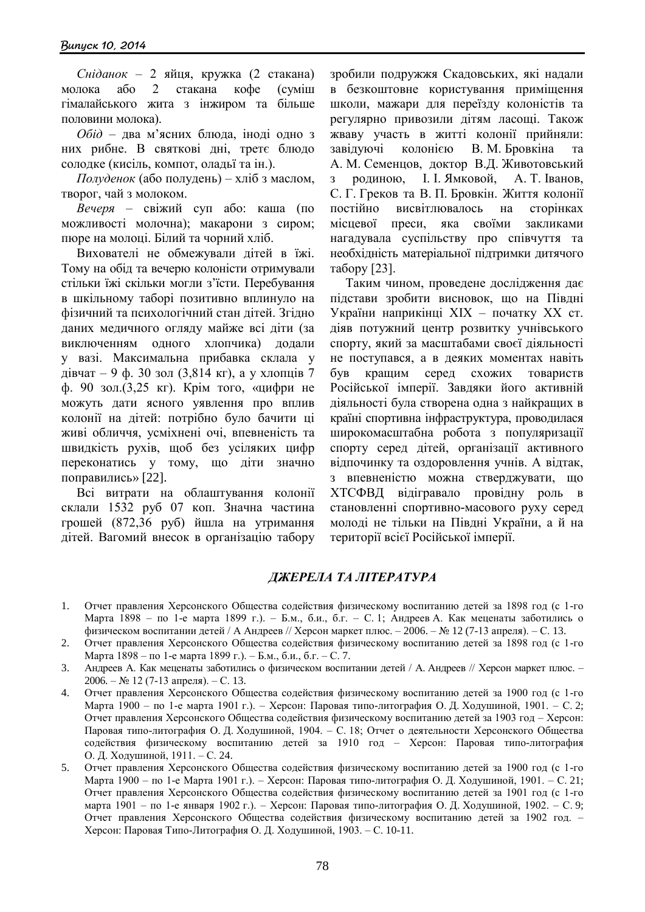*Сніданок* – 2 яйця, кружка (2 стакана) молока або 2 стакана кофе (суміш гімалайського жита з інжиром та більше половини молока).

*Обід* – два м'ясних блюда, іноді одно з них рибне. В святкові дні, третє блюдо солодке (кисіль, компот, оладї та ін.).

*Полуденок* (або полудень) – хліб з маслом, творог, чай з молоком.

*Вечеря* – свіжий суп або: каша (по можливості молочна); макарони з сиром; пюре на молоці. Білий та чорний хліб.

Вихователі не обмежували дітей в їжі. Тому на обід та вечерю колоністи отримували стільки їжі скільки могли з'їсти. Перебування в шкільному таборі позитивно вплинуло на фізичний та психологічний стан дітей. Згідно даних медичного огляду майже всі діти (за виключенням одного хлопчика) додали у вазі. Максимальна прибавка склала у дівчат – 9 ф. 30 зол (3,814 кг), а у хлопців 7 ф. 90 зол.(3,25 кг). Крім того, «цифри не можуть дати ясного уявлення про вплив колонії на дітей: потрібно було бачити ці живі обличчя, усміхнені очі, впевненість та швидкість рухів, щоб без усіляких цифр переконатись у тому, що діти значно поправились» [22].

Всі витрати на облаштування колонії склали 1532 руб 07 коп. Значна частина грошей (872,36 руб) йшла на утримання дітей. Вагомий внесок в організацію табору зробили подружжя Скадовських, які надали в безкоштовне користування приміщення школи, мажари для переїзду колоністів та регулярно привозили дітям ласощі. Також жваву участь в житті колонії прийняли: завідуючі колонією В. М. Бровкіна та А. М. Семенцов, доктор В.Д. Животовський з родиною, І. І. Ямковой, А. Т. Іванов, С. Г. Греков та В. П. Бровкін. Життя колонії постійно висвітлювалось на сторінках місцевої преси, яка своїми закликами нагадувала суспільству про співчуття та необхідність матеріальної підтримки дитячого табору [23].

Таким чином, проведене дослідження дає підстави зробити висновок, що на Півдні України наприкінці XIX – початку XX ст. діяв потужний центр розвитку учнівського спорту, який за масштабами своєї діяльності не поступався, а в деяких моментах навіть був кращим серед схожих товариств Російської імперії. Завдяки його активній діяльності була створена одна з найкращих в країні спортивна інфраструктура, проводилася широкомасштабна робота з популяризації спорту серед дітей, організації активного відпочинку та оздоровлення учнів. А відтак, з впевненістю можна стверджувати, що ХТСФВД відігравало провідну роль в становленні спортивно-масового руху серед молоді не тільки на Півдні України, а й на території всієї Російської імперії.

## *ДЖЕРЕЛА ТА ЛІТЕРАТУРА*

1. Отчет правления Херсонского Общества содействия физическому воспитанию детей за 1898 год (с 1-го Марта 1898 – по 1-е марта 1899 г.). – Б.м., б.и., б.г. – С. 1; Андреев А. Как меценаты заботились о физическом воспитании детей / А Андреев // Херсон маркет плюс. – 2006. – № 12 (7-13 апреля). – С. 13.
2. Отчет правления Херсонского Общества содействия физическому воспитанию детей за 1898 год (с 1-го Марта 1898 – по 1-е марта 1899 г.). – Б.м., б.и., б.г. – С. 7.
3. Андреев А. Как меценаты заботились о физическом воспитании детей / А. Андреев // Херсон маркет плюс. – 2006. – № 12 (7-13 апреля). – С. 13.
4. Отчет правления Херсонского Общества содействия физическому воспитанию детей за 1900 год (с 1-го Марта 1900 – по 1-е марта 1901 г.). – Херсон: Паровая типо-литография О. Д. Ходушиной, 1901. – С. 2; Отчет правления Херсонского Общества содействия физическому воспитанию детей за 1903 год – Херсон: Паровая типо-литография О. Д. Ходушиной, 1904. – С. 18; Отчет о деятельности Херсонского Общества содействия физическому воспитанию детей за 1910 год – Херсон: Паровая типо-литография О. Д. Ходушиной, 1911. – С. 24.
5. Отчет правления Херсонского Общества содействия физическому воспитанию детей за 1900 год (с 1-го Марта 1900 – по 1-е Марта 1901 г.). – Херсон: Паровая типо-литография О. Д. Ходушиной, 1901. – С. 21; Отчет правления Херсонского Общества содействия физическому воспитанию детей за 1901 год (с 1-го марта 1901 – по 1-е января 1902 г.). – Херсон: Паровая типо-литография О. Д. Ходушиной, 1902. – С. 9; Отчет правления Херсонского Общества содействия физическому воспитанию детей за 1902 год. – Херсон: Паровая Типо-Литография О. Д. Ходушиной, 1903. – С. 10-11.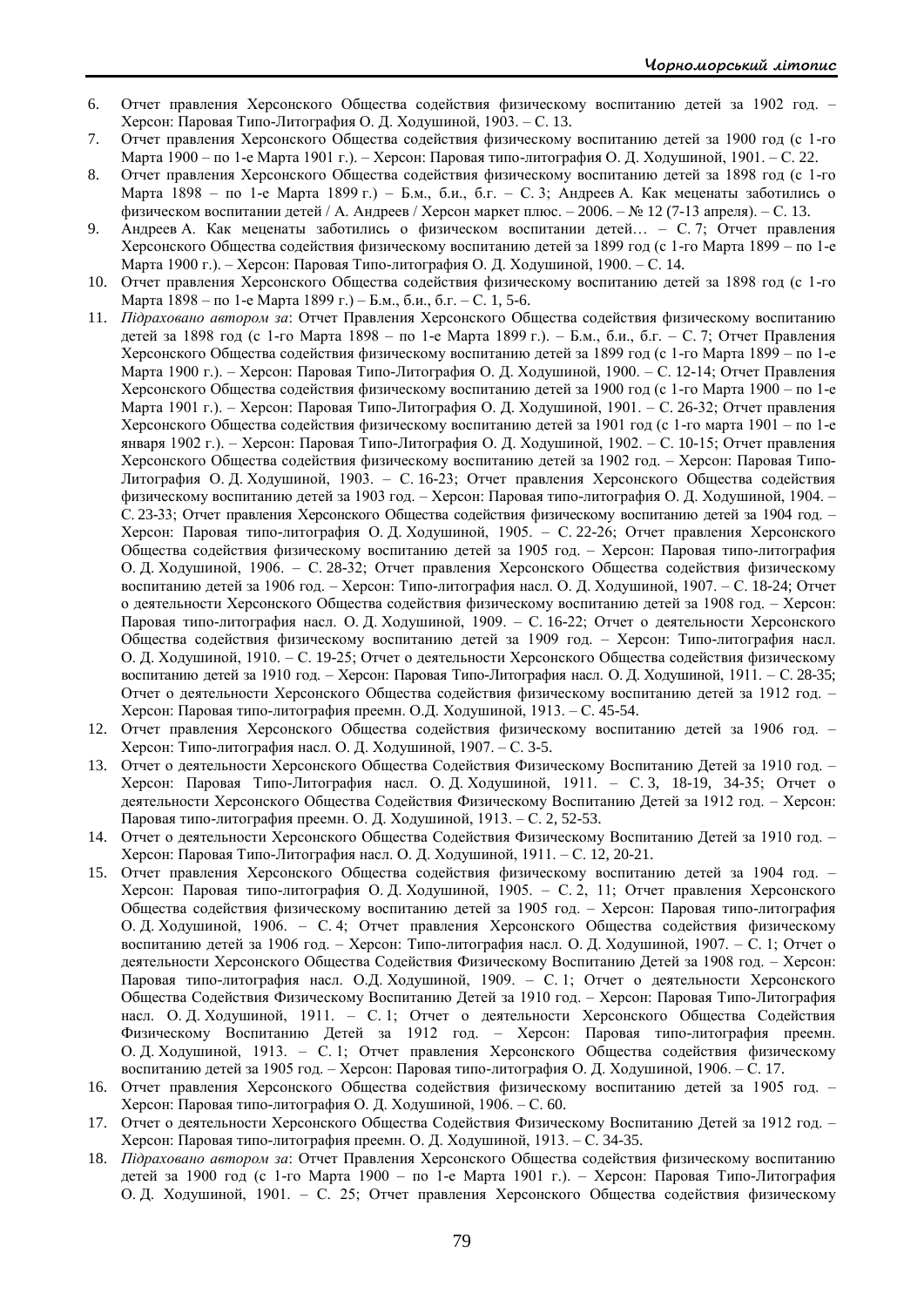6. Отчет правления Херсонского Общества содействия физическому воспитанию детей за 1902 год. – Херсон: Паровая Типо-Литография О. Д. Ходушиной, 1903. – С. 13.
7. Отчет правления Херсонского Общества содействия физическому воспитанию детей за 1900 год (с 1-го Марта 1900 – по 1-е Марта 1901 г.). – Херсон: Паровая типо-литография О. Д. Ходушиной, 1901. – С. 22.
8. Отчет правления Херсонского Общества содействия физическому воспитанию детей за 1898 год (с 1-го Марта 1898 – по 1-е Марта 1899 г.) – Б.м., б.и., б.г. – С. 3; Андреев А. Как меценаты заботились о физическом воспитании детей / А. Андреев / Херсон маркет плюс. – 2006. – № 12 (7-13 апреля). – С. 13.
9. Андреев А. Как меценаты заботились о физическом воспитании детей… – С. 7; Отчет правления Херсонского Общества содействия физическому воспитанию детей за 1899 год (с 1-го Марта 1899 – по 1-е Марта 1900 г.). – Херсон: Паровая Типо-литография О. Д. Ходушиной, 1900. – С. 14.
10. Отчет правления Херсонского Общества содействия физическому воспитанию детей за 1898 год (с 1-го Марта 1898 – по 1-е Марта 1899 г.) – Б.м., б.и., б.г. – С. 1, 5-6.
11. *Підраховано автором за*: Отчет Правления Херсонского Общества содействия физическому воспитанию детей за 1898 год (с 1-го Марта 1898 – по 1-е Марта 1899 г.). – Б.м., б.и., б.г. – С. 7; Отчет Правления Херсонского Общества содействия физическому воспитанию детей за 1899 год (с 1-го Марта 1899 – по 1-е Марта 1900 г.). – Херсон: Паровая Типо-Литография О. Д. Ходушиной, 1900. – С. 12-14; Отчет Правления Херсонского Общества содействия физическому воспитанию детей за 1900 год (с 1-го Марта 1900 – по 1-е Марта 1901 г.). – Херсон: Паровая Типо-Литография О. Д. Ходушиной, 1901. – С. 26-32; Отчет правления Херсонского Общества содействия физическому воспитанию детей за 1901 год (с 1-го марта 1901 – по 1-е января 1902 г.). – Херсон: Паровая Типо-Литография О. Д. Ходушиной, 1902. – С. 10-15; Отчет правления Херсонского Общества содействия физическому воспитанию детей за 1902 год. – Херсон: Паровая Типо-Литография О. Д. Ходушиной, 1903. – С. 16-23; Отчет правления Херсонского Общества содействия физическому воспитанию детей за 1903 год. – Херсон: Паровая типо-литография О. Д. Ходушиной, 1904. – С. 23-33; Отчет правления Херсонского Общества содействия физическому воспитанию детей за 1904 год. – Херсон: Паровая типо-литография О. Д. Ходушиной, 1905. – С. 22-26; Отчет правления Херсонского Общества содействия физическому воспитанию детей за 1905 год. – Херсон: Паровая типо-литография О. Д. Ходушиной, 1906. – С. 28-32; Отчет правления Херсонского Общества содействия физическому воспитанию детей за 1906 год. – Херсон: Типо-литография насл. О. Д. Ходушиной, 1907. – С. 18-24; Отчет о деятельности Херсонского Общества содействия физическому воспитанию детей за 1908 год. – Херсон: Паровая типо-литография насл. О. Д. Ходушиной, 1909. – С. 16-22; Отчет о деятельности Херсонского Общества содействия физическому воспитанию детей за 1909 год. – Херсон: Типо-литография насл. О. Д. Ходушиной, 1910. – С. 19-25; Отчет о деятельности Херсонского Общества содействия физическому воспитанию детей за 1910 год. – Херсон: Паровая Типо-Литография насл. О. Д. Ходушиной, 1911. – С. 28-35; Отчет о деятельности Херсонского Общества содействия физическому воспитанию детей за 1912 год. – Херсон: Паровая типо-литография преемн. О.Д. Ходушиной, 1913. – С. 45-54.
12. Отчет правления Херсонского Общества содействия физическому воспитанию детей за 1906 год. – Херсон: Типо-литография насл. О. Д. Ходушиной, 1907. – С. 3-5.
13. Отчет о деятельности Херсонского Общества Содействия Физическому Воспитанию Детей за 1910 год. – Херсон: Паровая Типо-Литография насл. О. Д. Ходушиной, 1911. – С. 3, 18-19, 34-35; Отчет о деятельности Херсонского Общества Содействия Физическому Воспитанию Детей за 1912 год. – Херсон: Паровая типо-литография преемн. О. Д. Ходушиной, 1913. – С. 2, 52-53.
14. Отчет о деятельности Херсонского Общества Содействия Физическому Воспитанию Детей за 1910 год. – Херсон: Паровая Типо-Литография насл. О. Д. Ходушиной, 1911. – С. 12, 20-21.
15. Отчет правления Херсонского Общества содействия физическому воспитанию детей за 1904 год. – Херсон: Паровая типо-литография О. Д. Ходушиной, 1905. – С. 2, 11; Отчет правления Херсонского Общества содействия физическому воспитанию детей за 1905 год. – Херсон: Паровая типо-литография О. Д. Ходушиной, 1906. – С. 4; Отчет правления Херсонского Общества содействия физическому воспитанию детей за 1906 год. – Херсон: Типо-литография насл. О. Д. Ходушиной, 1907. – С. 1; Отчет о деятельности Херсонского Общества Содействия Физическому Воспитанию Детей за 1908 год. – Херсон: Паровая типо-литография насл. О.Д. Ходушиной, 1909. – С. 1; Отчет о деятельности Херсонского Общества Содействия Физическому Воспитанию Детей за 1910 год. – Херсон: Паровая Типо-Литография насл. О. Д. Ходушиной, 1911. – С. 1; Отчет о деятельности Херсонского Общества Содействия Физическому Воспитанию Детей за 1912 год. – Херсон: Паровая типо-литография преемн. О. Д. Ходушиной, 1913. – С. 1; Отчет правления Херсонского Общества содействия физическому воспитанию детей за 1905 год. – Херсон: Паровая типо-литография О. Д. Ходушиной, 1906. – С. 17.
16. Отчет правления Херсонского Общества содействия физическому воспитанию детей за 1905 год. – Херсон: Паровая типо-литография О. Д. Ходушиной, 1906. – С. 60.
17. Отчет о деятельности Херсонского Общества Содействия Физическому Воспитанию Детей за 1912 год. – Херсон: Паровая типо-литография преемн. О. Д. Ходушиной, 1913. – С. 34-35.
18. *Підраховано автором за*: Отчет Правления Херсонского Общества содействия физическому воспитанию детей за 1900 год (с 1-го Марта 1900 – по 1-е Марта 1901 г.). – Херсон: Паровая Типо-Литография О. Д. Ходушиной, 1901. – С. 25; Отчет правления Херсонского Общества содействия физическому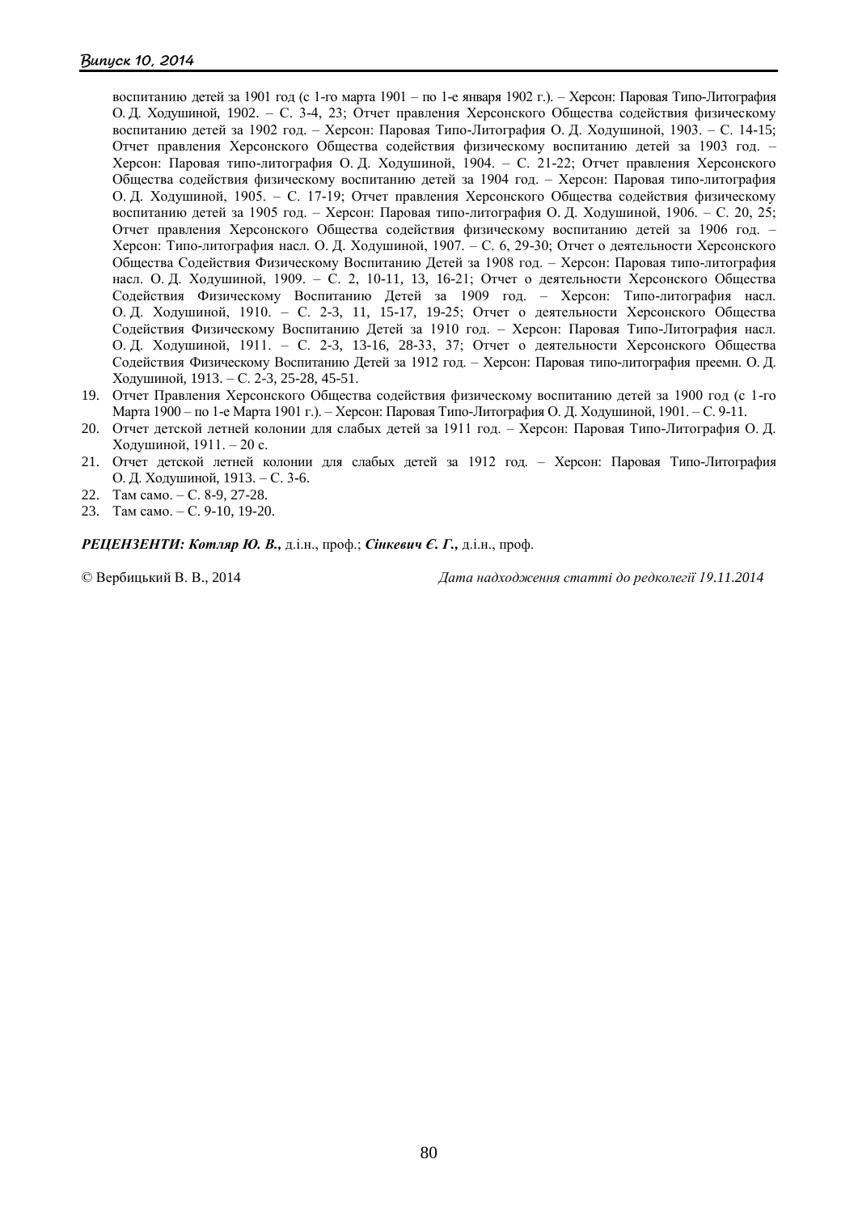воспитанию детей за 1901 год (с 1-го марта 1901 – по 1-е января 1902 г.). – Херсон: Паровая Типо-Литография О. Д. Ходушиной, 1902. – С. 3-4, 23; Отчет правления Херсонского Общества содействия физическому воспитанию детей за 1902 год. – Херсон: Паровая Типо-Литография О. Д. Ходушиной, 1903. – С. 14-15; Отчет правления Херсонского Общества содействия физическому воспитанию детей за 1903 год. – Херсон: Паровая типо-литография О. Д. Ходушиной, 1904. – С. 21-22; Отчет правления Херсонского Общества содействия физическому воспитанию детей за 1904 год. – Херсон: Паровая типо-литография О. Д. Ходушиной, 1905. – С. 17-19; Отчет правления Херсонского Общества содействия физическому воспитанию детей за 1905 год. – Херсон: Паровая типо-литография О. Д. Ходушиной, 1906. – С. 20, 25; Отчет правления Херсонского Общества содействия физическому воспитанию детей за 1906 год. – Херсон: Типо-литография насл. О. Д. Ходушиной, 1907. – С. 6, 29-30; Отчет о деятельности Херсонского Общества Содействия Физическому Воспитанию Детей за 1908 год. – Херсон: Паровая типо-литография насл. О. Д. Ходушиной, 1909. – С. 2, 10-11, 13, 16-21; Отчет о деятельности Херсонского Общества Содействия Физическому Воспитанию Детей за 1909 год. – Херсон: Типо-литография насл. О. Д. Ходушиной, 1910. – С. 2-3, 11, 15-17, 19-25; Отчет о деятельности Херсонского Общества Содействия Физическому Воспитанию Детей за 1910 год. – Херсон: Паровая Типо-Литография насл. О. Д. Ходушиной, 1911. – С. 2-3, 13-16, 28-33, 37; Отчет о деятельности Херсонского Общества Содействия Физическому Воспитанию Детей за 1912 год. – Херсон: Паровая типо-литография преемн. О. Д. Ходушиной, 1913. – С. 2-3, 25-28, 45-51.

19. Отчет Правления Херсонского Общества содействия физическому воспитанию детей за 1900 год (с 1-го Марта 1900 – по 1-е Марта 1901 г.). – Херсон: Паровая Типо-Литография О. Д. Ходушиной, 1901. – С. 9-11.
20. Отчет детской летней колонии для слабых детей за 1911 год. – Херсон: Паровая Типо-Литография О. Д. Ходушиной, 1911. – 20 с.
21. Отчет детской летней колонии для слабых детей за 1912 год. – Херсон: Паровая Типо-Литография О. Д. Ходушиной, 1913. – С. 3-6.
22. Там само. – С. 8-9, 27-28.
23. Там само. – С. 9-10, 19-20.

***РЕЦЕНЗЕНТИ: Котляр Ю. В.,*** д.і.н., проф.; ***Сінкевич Є. Г.,*** д.і.н., проф.

© Вербицький В. В., 2014

*Дата надходження статті до редколегії 19.11.2014*